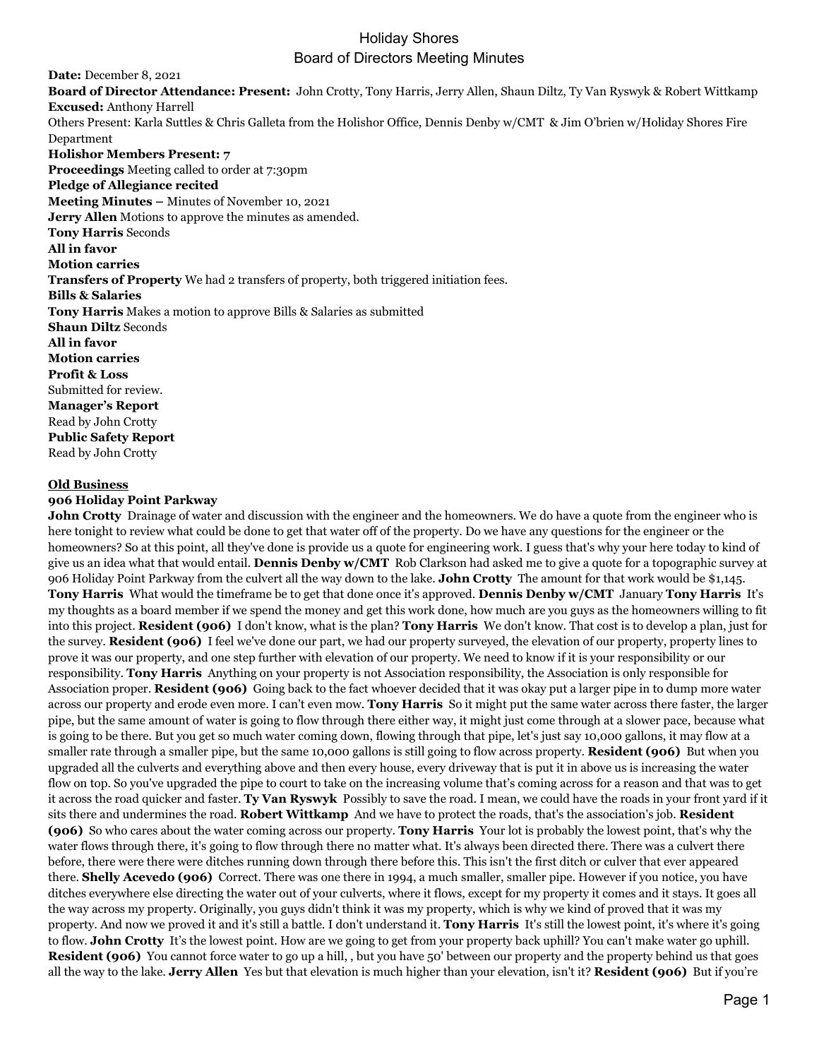# Holiday Shores
## Board of Directors Meeting Minutes

**Date:** December 8, 2021
**Board of Director Attendance: Present:** John Crotty, Tony Harris, Jerry Allen, Shaun Diltz, Ty Van Ryswyk & Robert Wittkamp
**Excused:** Anthony Harrell
Others Present: Karla Suttles & Chris Galleta from the Holishor Office, Dennis Denby w/CMT & Jim O'brien w/Holiday Shores Fire Department
**Holishor Members Present: 7**
**Proceedings** Meeting called to order at 7:30pm
**Pledge of Allegiance recited**
**Meeting Minutes –** Minutes of November 10, 2021
**Jerry Allen** Motions to approve the minutes as amended.
**Tony Harris** Seconds
**All in favor**
**Motion carries**
**Transfers of Property** We had 2 transfers of property, both triggered initiation fees.
**Bills & Salaries**
**Tony Harris** Makes a motion to approve Bills & Salaries as submitted
**Shaun Diltz** Seconds
**All in favor**
**Motion carries**
**Profit & Loss**
Submitted for review.
**Manager's Report**
Read by John Crotty
**Public Safety Report**
Read by John Crotty

**Old Business**
**906 Holiday Point Parkway**
**John Crotty** Drainage of water and discussion with the engineer and the homeowners. We do have a quote from the engineer who is here tonight to review what could be done to get that water off of the property. Do we have any questions for the engineer or the homeowners? So at this point, all they've done is provide us a quote for engineering work. I guess that's why your here today to kind of give us an idea what that would entail. **Dennis Denby w/CMT** Rob Clarkson had asked me to give a quote for a topographic survey at 906 Holiday Point Parkway from the culvert all the way down to the lake. **John Crotty** The amount for that work would be $1,145. **Tony Harris** What would the timeframe be to get that done once it's approved. **Dennis Denby w/CMT** January **Tony Harris** It's my thoughts as a board member if we spend the money and get this work done, how much are you guys as the homeowners willing to fit into this project. **Resident (906)** I don't know, what is the plan? **Tony Harris** We don't know. That cost is to develop a plan, just for the survey. **Resident (906)** I feel we've done our part, we had our property surveyed, the elevation of our property, property lines to prove it was our property, and one step further with elevation of our property. We need to know if it is your responsibility or our responsibility. **Tony Harris** Anything on your property is not Association responsibility, the Association is only responsible for Association proper. **Resident (906)** Going back to the fact whoever decided that it was okay put a larger pipe in to dump more water across our property and erode even more. I can't even mow. **Tony Harris** So it might put the same water across there faster, the larger pipe, but the same amount of water is going to flow through there either way, it might just come through at a slower pace, because what is going to be there. But you get so much water coming down, flowing through that pipe, let's just say 10,000 gallons, it may flow at a smaller rate through a smaller pipe, but the same 10,000 gallons is still going to flow across property. **Resident (906)** But when you upgraded all the culverts and everything above and then every house, every driveway that is put it in above us is increasing the water flow on top. So you've upgraded the pipe to court to take on the increasing volume that's coming across for a reason and that was to get it across the road quicker and faster. **Ty Van Ryswyk** Possibly to save the road. I mean, we could have the roads in your front yard if it sits there and undermines the road. **Robert Wittkamp** And we have to protect the roads, that's the association's job. **Resident (906)** So who cares about the water coming across our property. **Tony Harris** Your lot is probably the lowest point, that's why the water flows through there, it's going to flow through there no matter what. It's always been directed there. There was a culvert there before, there were there were ditches running down through there before this. This isn't the first ditch or culver that ever appeared there. **Shelly Acevedo (906)** Correct. There was one there in 1994, a much smaller, smaller pipe. However if you notice, you have ditches everywhere else directing the water out of your culverts, where it flows, except for my property it comes and it stays. It goes all the way across my property. Originally, you guys didn't think it was my property, which is why we kind of proved that it was my property. And now we proved it and it's still a battle. I don't understand it. **Tony Harris** It's still the lowest point, it's where it's going to flow. **John Crotty** It's the lowest point. How are we going to get from your property back uphill? You can't make water go uphill. **Resident (906)** You cannot force water to go up a hill, , but you have 50' between our property and the property behind us that goes all the way to the lake. **Jerry Allen** Yes but that elevation is much higher than your elevation, isn't it? **Resident (906)** But if you're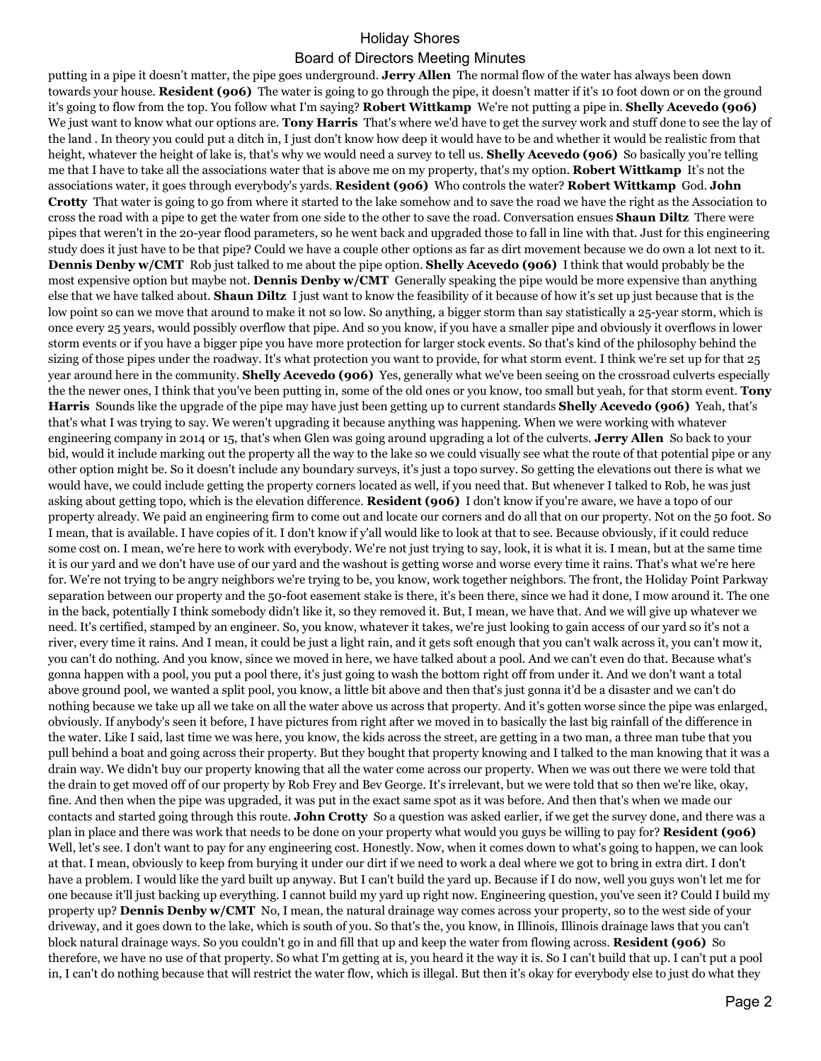putting in a pipe it doesn't matter, the pipe goes underground. **Jerry Allen** The normal flow of the water has always been down towards your house. **Resident (906)** The water is going to go through the pipe, it doesn't matter if it's 10 foot down or on the ground it's going to flow from the top. You follow what I'm saying? **Robert Wittkamp** We're not putting a pipe in. **Shelly Acevedo (906)** We just want to know what our options are. **Tony Harris** That's where we'd have to get the survey work and stuff done to see the lay of the land . In theory you could put a ditch in, I just don't know how deep it would have to be and whether it would be realistic from that height, whatever the height of lake is, that's why we would need a survey to tell us. **Shelly Acevedo (906)** So basically you're telling me that I have to take all the associations water that is above me on my property, that's my option. **Robert Wittkamp** It's not the associations water, it goes through everybody's yards. **Resident (906)** Who controls the water? **Robert Wittkamp** God. **John Crotty** That water is going to go from where it started to the lake somehow and to save the road we have the right as the Association to cross the road with a pipe to get the water from one side to the other to save the road. Conversation ensues **Shaun Diltz** There were pipes that weren't in the 20-year flood parameters, so he went back and upgraded those to fall in line with that. Just for this engineering study does it just have to be that pipe? Could we have a couple other options as far as dirt movement because we do own a lot next to it. **Dennis Denby w/CMT** Rob just talked to me about the pipe option. **Shelly Acevedo (906)** I think that would probably be the most expensive option but maybe not. **Dennis Denby w/CMT** Generally speaking the pipe would be more expensive than anything else that we have talked about. **Shaun Diltz** I just want to know the feasibility of it because of how it's set up just because that is the low point so can we move that around to make it not so low. So anything, a bigger storm than say statistically a 25-year storm, which is once every 25 years, would possibly overflow that pipe. And so you know, if you have a smaller pipe and obviously it overflows in lower storm events or if you have a bigger pipe you have more protection for larger stock events. So that's kind of the philosophy behind the sizing of those pipes under the roadway. It's what protection you want to provide, for what storm event. I think we're set up for that 25 year around here in the community. **Shelly Acevedo (906)** Yes, generally what we've been seeing on the crossroad culverts especially the the newer ones, I think that you've been putting in, some of the old ones or you know, too small but yeah, for that storm event. **Tony Harris** Sounds like the upgrade of the pipe may have just been getting up to current standards **Shelly Acevedo (906)** Yeah, that's that's what I was trying to say. We weren't upgrading it because anything was happening. When we were working with whatever engineering company in 2014 or 15, that's when Glen was going around upgrading a lot of the culverts. **Jerry Allen** So back to your bid, would it include marking out the property all the way to the lake so we could visually see what the route of that potential pipe or any other option might be. So it doesn't include any boundary surveys, it's just a topo survey. So getting the elevations out there is what we would have, we could include getting the property corners located as well, if you need that. But whenever I talked to Rob, he was just asking about getting topo, which is the elevation difference. **Resident (906)** I don't know if you're aware, we have a topo of our property already. We paid an engineering firm to come out and locate our corners and do all that on our property. Not on the 50 foot. So I mean, that is available. I have copies of it. I don't know if y'all would like to look at that to see. Because obviously, if it could reduce some cost on. I mean, we're here to work with everybody. We're not just trying to say, look, it is what it is. I mean, but at the same time it is our yard and we don't have use of our yard and the washout is getting worse and worse every time it rains. That's what we're here for. We're not trying to be angry neighbors we're trying to be, you know, work together neighbors. The front, the Holiday Point Parkway separation between our property and the 50-foot easement stake is there, it's been there, since we had it done, I mow around it. The one in the back, potentially I think somebody didn't like it, so they removed it. But, I mean, we have that. And we will give up whatever we need. It's certified, stamped by an engineer. So, you know, whatever it takes, we're just looking to gain access of our yard so it's not a river, every time it rains. And I mean, it could be just a light rain, and it gets soft enough that you can't walk across it, you can't mow it, you can't do nothing. And you know, since we moved in here, we have talked about a pool. And we can't even do that. Because what's gonna happen with a pool, you put a pool there, it's just going to wash the bottom right off from under it. And we don't want a total above ground pool, we wanted a split pool, you know, a little bit above and then that's just gonna it'd be a disaster and we can't do nothing because we take up all we take on all the water above us across that property. And it's gotten worse since the pipe was enlarged, obviously. If anybody's seen it before, I have pictures from right after we moved in to basically the last big rainfall of the difference in the water. Like I said, last time we was here, you know, the kids across the street, are getting in a two man, a three man tube that you pull behind a boat and going across their property. But they bought that property knowing and I talked to the man knowing that it was a drain way. We didn't buy our property knowing that all the water come across our property. When we was out there we were told that the drain to get moved off of our property by Rob Frey and Bev George. It's irrelevant, but we were told that so then we're like, okay, fine. And then when the pipe was upgraded, it was put in the exact same spot as it was before. And then that's when we made our contacts and started going through this route. **John Crotty** So a question was asked earlier, if we get the survey done, and there was a plan in place and there was work that needs to be done on your property what would you guys be willing to pay for? **Resident (906)** Well, let's see. I don't want to pay for any engineering cost. Honestly. Now, when it comes down to what's going to happen, we can look at that. I mean, obviously to keep from burying it under our dirt if we need to work a deal where we got to bring in extra dirt. I don't have a problem. I would like the yard built up anyway. But I can't build the yard up. Because if I do now, well you guys won't let me for one because it'll just backing up everything. I cannot build my yard up right now. Engineering question, you've seen it? Could I build my property up? **Dennis Denby w/CMT** No, I mean, the natural drainage way comes across your property, so to the west side of your driveway, and it goes down to the lake, which is south of you. So that's the, you know, in Illinois, Illinois drainage laws that you can't block natural drainage ways. So you couldn't go in and fill that up and keep the water from flowing across. **Resident (906)** So therefore, we have no use of that property. So what I'm getting at is, you heard it the way it is. So I can't build that up. I can't put a pool in, I can't do nothing because that will restrict the water flow, which is illegal. But then it's okay for everybody else to just do what they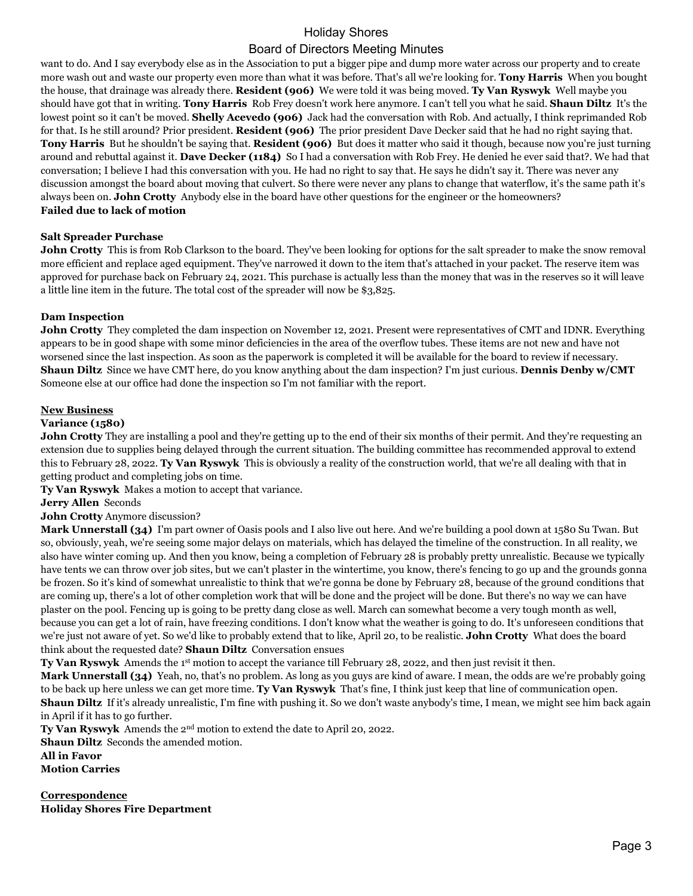want to do. And I say everybody else as in the Association to put a bigger pipe and dump more water across our property and to create more wash out and waste our property even more than what it was before. That's all we're looking for. **Tony Harris** When you bought the house, that drainage was already there. **Resident (906)** We were told it was being moved. **Ty Van Ryswyk** Well maybe you should have got that in writing. **Tony Harris** Rob Frey doesn't work here anymore. I can't tell you what he said. **Shaun Diltz** It's the lowest point so it can't be moved. **Shelly Acevedo (906)** Jack had the conversation with Rob. And actually, I think reprimanded Rob for that. Is he still around? Prior president. **Resident (906)** The prior president Dave Decker said that he had no right saying that. **Tony Harris** But he shouldn't be saying that. **Resident (906)** But does it matter who said it though, because now you're just turning around and rebuttal against it. **Dave Decker (1184)** So I had a conversation with Rob Frey. He denied he ever said that?. We had that conversation; I believe I had this conversation with you. He had no right to say that. He says he didn't say it. There was never any discussion amongst the board about moving that culvert. So there were never any plans to change that waterflow, it's the same path it's always been on. **John Crotty** Anybody else in the board have other questions for the engineer or the homeowners?
**Failed due to lack of motion**

**Salt Spreader Purchase**
**John Crotty** This is from Rob Clarkson to the board. They've been looking for options for the salt spreader to make the snow removal more efficient and replace aged equipment. They've narrowed it down to the item that's attached in your packet. The reserve item was approved for purchase back on February 24, 2021. This purchase is actually less than the money that was in the reserves so it will leave a little line item in the future. The total cost of the spreader will now be $3,825.

**Dam Inspection**
**John Crotty** They completed the dam inspection on November 12, 2021. Present were representatives of CMT and IDNR. Everything appears to be in good shape with some minor deficiencies in the area of the overflow tubes. These items are not new and have not worsened since the last inspection. As soon as the paperwork is completed it will be available for the board to review if necessary. **Shaun Diltz** Since we have CMT here, do you know anything about the dam inspection? I'm just curious. **Dennis Denby w/CMT** Someone else at our office had done the inspection so I'm not familiar with the report.

## New Business

**Variance (1580)**
**John Crotty** They are installing a pool and they're getting up to the end of their six months of their permit. And they're requesting an extension due to supplies being delayed through the current situation. The building committee has recommended approval to extend this to February 28, 2022. **Ty Van Ryswyk** This is obviously a reality of the construction world, that we're all dealing with that in getting product and completing jobs on time.
**Ty Van Ryswyk** Makes a motion to accept that variance.
**Jerry Allen** Seconds
**John Crotty** Anymore discussion?
**Mark Unnerstall (34)** I'm part owner of Oasis pools and I also live out here. And we're building a pool down at 1580 Su Twan. But so, obviously, yeah, we're seeing some major delays on materials, which has delayed the timeline of the construction. In all reality, we also have winter coming up. And then you know, being a completion of February 28 is probably pretty unrealistic. Because we typically have tents we can throw over job sites, but we can't plaster in the wintertime, you know, there's fencing to go up and the grounds gonna be frozen. So it's kind of somewhat unrealistic to think that we're gonna be done by February 28, because of the ground conditions that are coming up, there's a lot of other completion work that will be done and the project will be done. But there's no way we can have plaster on the pool. Fencing up is going to be pretty dang close as well. March can somewhat become a very tough month as well, because you can get a lot of rain, have freezing conditions. I don't know what the weather is going to do. It's unforeseen conditions that we're just not aware of yet. So we'd like to probably extend that to like, April 20, to be realistic. **John Crotty** What does the board think about the requested date? **Shaun Diltz** Conversation ensues
**Ty Van Ryswyk** Amends the 1st motion to accept the variance till February 28, 2022, and then just revisit it then.
**Mark Unnerstall (34)** Yeah, no, that's no problem. As long as you guys are kind of aware. I mean, the odds are we're probably going to be back up here unless we can get more time. **Ty Van Ryswyk** That's fine, I think just keep that line of communication open.
**Shaun Diltz** If it's already unrealistic, I'm fine with pushing it. So we don't waste anybody's time, I mean, we might see him back again in April if it has to go further.
**Ty Van Ryswyk** Amends the 2nd motion to extend the date to April 20, 2022.
**Shaun Diltz** Seconds the amended motion.
**All in Favor**
**Motion Carries**

## Correspondence

**Holiday Shores Fire Department**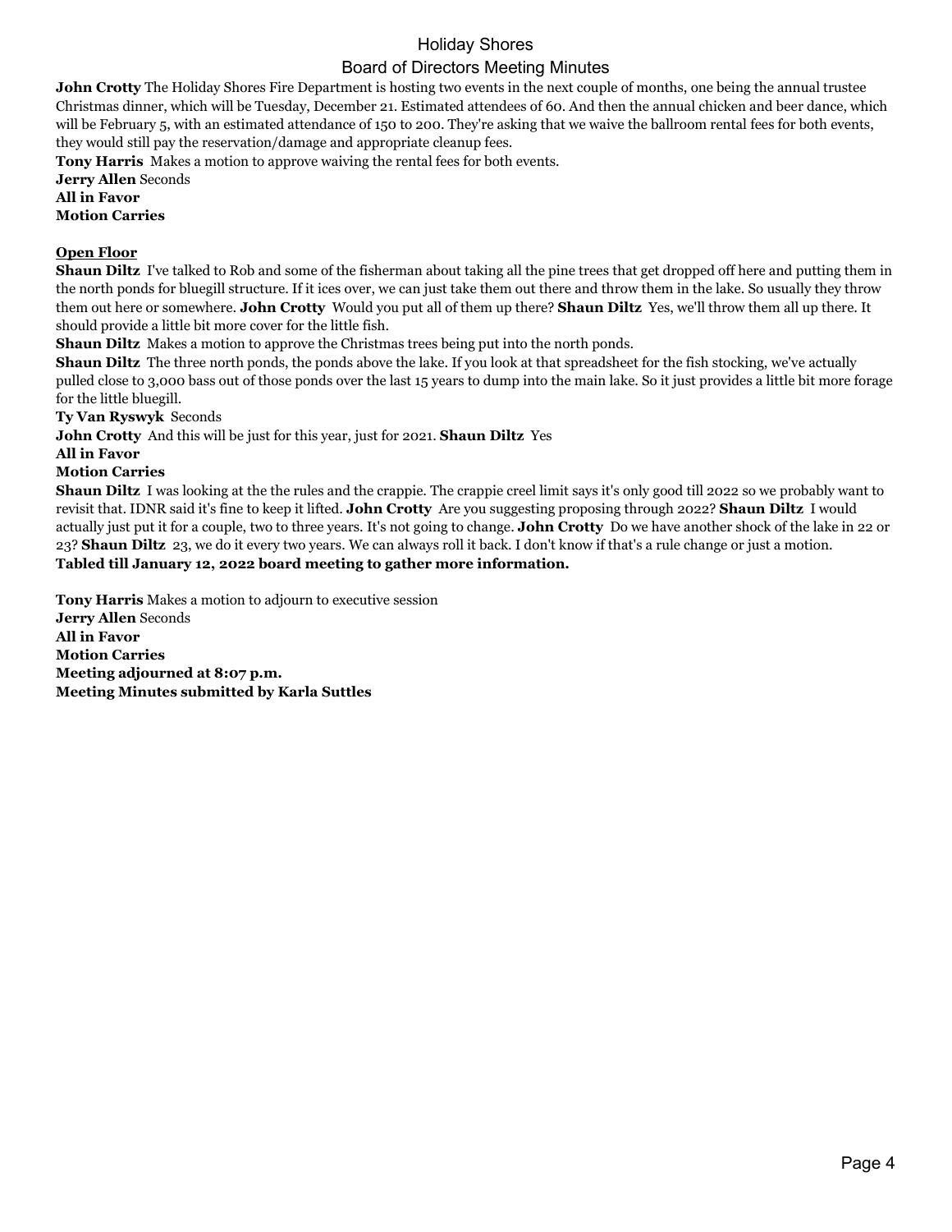**John Crotty** The Holiday Shores Fire Department is hosting two events in the next couple of months, one being the annual trustee Christmas dinner, which will be Tuesday, December 21. Estimated attendees of 60. And then the annual chicken and beer dance, which will be February 5, with an estimated attendance of 150 to 200. They're asking that we waive the ballroom rental fees for both events, they would still pay the reservation/damage and appropriate cleanup fees.
**Tony Harris** Makes a motion to approve waiving the rental fees for both events.
**Jerry Allen** Seconds
**All in Favor**
**Motion Carries**

**Open Floor**

**Shaun Diltz** I've talked to Rob and some of the fisherman about taking all the pine trees that get dropped off here and putting them in the north ponds for bluegill structure. If it ices over, we can just take them out there and throw them in the lake. So usually they throw them out here or somewhere. **John Crotty** Would you put all of them up there? **Shaun Diltz** Yes, we'll throw them all up there. It should provide a little bit more cover for the little fish.
**Shaun Diltz** Makes a motion to approve the Christmas trees being put into the north ponds.
**Shaun Diltz** The three north ponds, the ponds above the lake. If you look at that spreadsheet for the fish stocking, we've actually pulled close to 3,000 bass out of those ponds over the last 15 years to dump into the main lake. So it just provides a little bit more forage for the little bluegill.
**Ty Van Ryswyk** Seconds
**John Crotty** And this will be just for this year, just for 2021. **Shaun Diltz** Yes
**All in Favor**
**Motion Carries**
**Shaun Diltz** I was looking at the the rules and the crappie. The crappie creel limit says it's only good till 2022 so we probably want to revisit that. IDNR said it's fine to keep it lifted. **John Crotty** Are you suggesting proposing through 2022? **Shaun Diltz** I would actually just put it for a couple, two to three years. It's not going to change. **John Crotty** Do we have another shock of the lake in 22 or 23? **Shaun Diltz** 23, we do it every two years. We can always roll it back. I don't know if that's a rule change or just a motion.
**Tabled till January 12, 2022 board meeting to gather more information.**

**Tony Harris** Makes a motion to adjourn to executive session
**Jerry Allen** Seconds
**All in Favor**
**Motion Carries**
**Meeting adjourned at 8:07 p.m.**
**Meeting Minutes submitted by Karla Suttles**